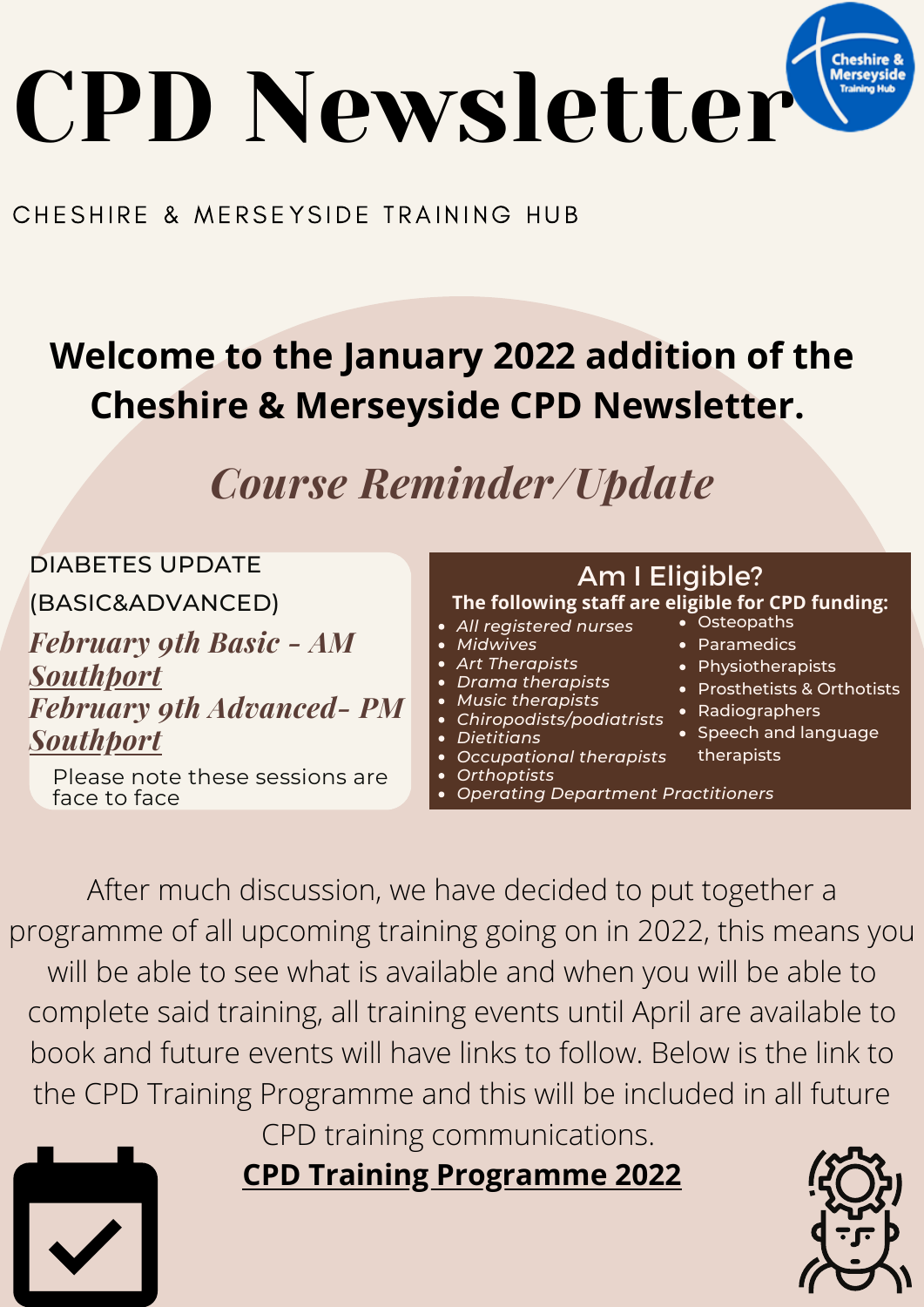# CPD Newsletter

CHESHIRE & MERSEYSIDE TRAINING HUB

**Welcome to the January 2022 addition of the Cheshire & Merseyside CPD Newsletter.**

## *Course Reminder/Update*

DIABETES UPDATE (BASIC&ADVANCED)

***February 9th Basic - AM***
***Southport***
***February 9th Advanced- PM***
***Southport***

Please note these sessions are face to face

### Am I Eligible?

**The following staff are eligible for CPD funding:**

- *All registered nurses*
- *Midwives*
- *Art Therapists*
- *Drama therapists*
- *Music therapists*
- *Chiropodists/podiatrists*
- *Dietitians*
- *Occupational therapists*
- *Orthoptists*
- *Operating Department Practitioners*
- Osteopaths
- Paramedics
- Physiotherapists
- Prosthetists & Orthotists
- Radiographers
- Speech and language therapists

After much discussion, we have decided to put together a programme of all upcoming training going on in 2022, this means you will be able to see what is available and when you will be able to complete said training, all training events until April are available to book and future events will have links to follow. Below is the link to the CPD Training Programme and this will be included in all future CPD training communications.

**CPD Training Programme 2022**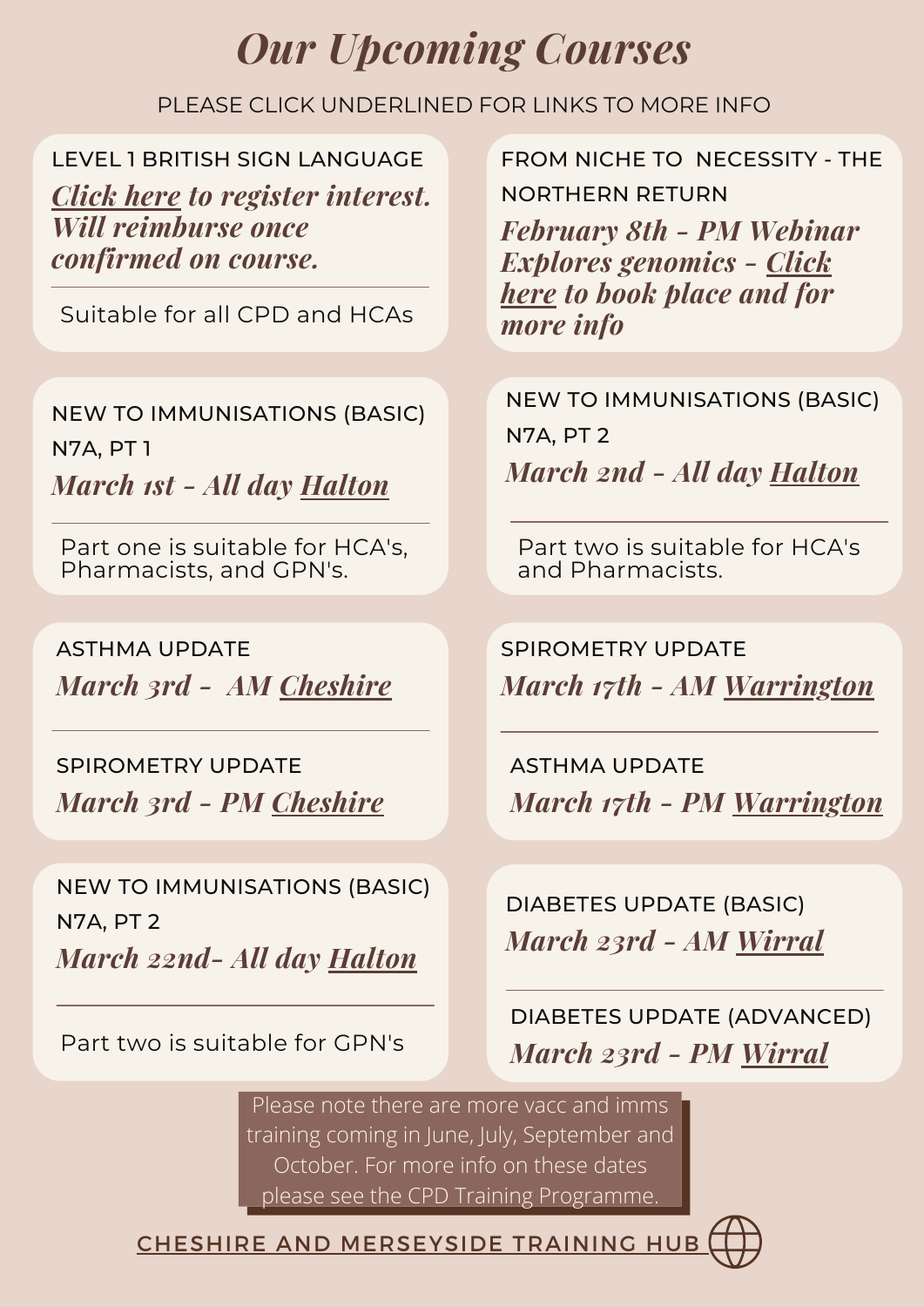# Our Upcoming Courses

PLEASE CLICK UNDERLINED FOR LINKS TO MORE INFO

LEVEL 1 BRITISH SIGN LANGUAGE

***Click here** to register interest. Will reimburse once confirmed on course.*

Suitable for all CPD and HCAs

FROM NICHE TO NECESSITY - THE NORTHERN RETURN

*February 8th - PM Webinar Explores genomics - **Click here** to book place and for more info*

NEW TO IMMUNISATIONS (BASIC) N7A, PT 1

*March 1st - All day **Halton***

Part one is suitable for HCA's, Pharmacists, and GPN's.

NEW TO IMMUNISATIONS (BASIC) N7A, PT 2

*March 2nd - All day **Halton***

Part two is suitable for HCA's and Pharmacists.

ASTHMA UPDATE

*March 3rd - AM **Cheshire***

SPIROMETRY UPDATE

*March 3rd - PM **Cheshire***

SPIROMETRY UPDATE

*March 17th - AM **Warrington***

ASTHMA UPDATE

*March 17th - PM **Warrington***

NEW TO IMMUNISATIONS (BASIC) N7A, PT 2

*March 22nd- All day **Halton***

Part two is suitable for GPN's

DIABETES UPDATE (BASIC)

*March 23rd - AM **Wirral***

DIABETES UPDATE (ADVANCED)

*March 23rd - PM **Wirral***

Please note there are more vacc and imms training coming in June, July, September and October. For more info on these dates please see the CPD Training Programme.

CHESHIRE AND MERSEYSIDE TRAINING HUB